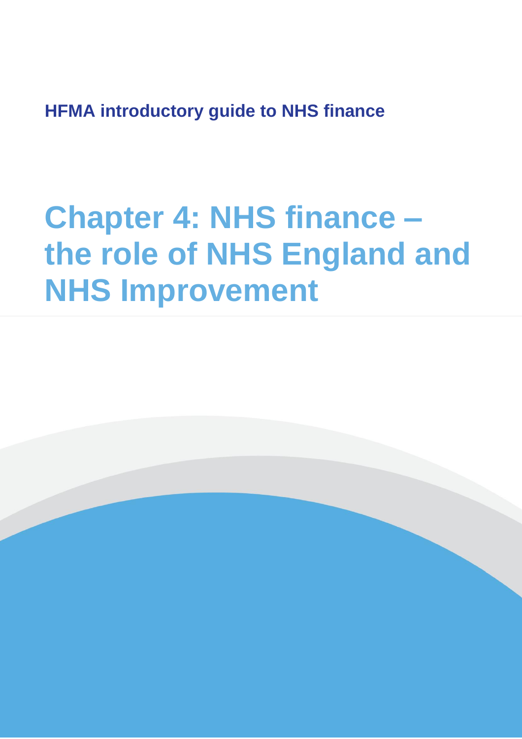**HFMA introductory guide to NHS finance**

# Chapter 4: NHS finance – the role of NHS England and NHS Improvement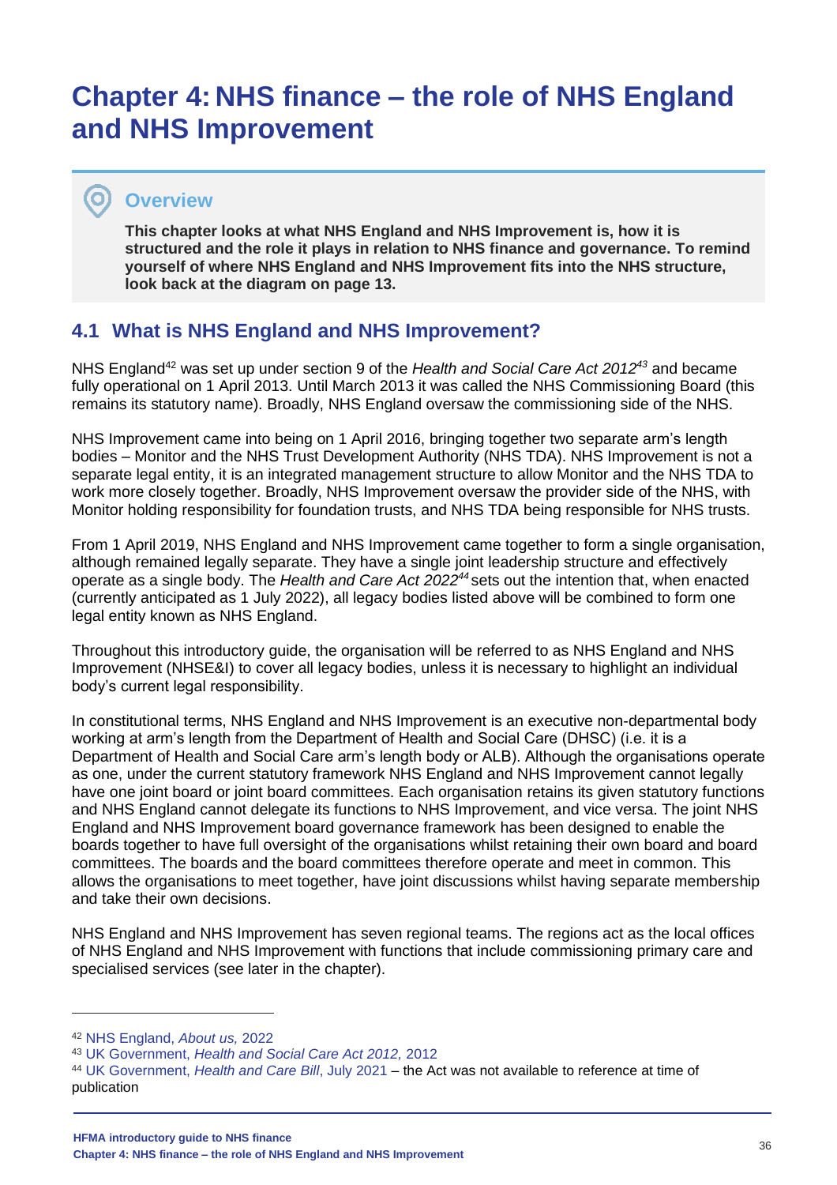# Chapter 4: NHS finance – the role of NHS England and NHS Improvement

## Overview

**This chapter looks at what NHS England and NHS Improvement is, how it is structured and the role it plays in relation to NHS finance and governance. To remind yourself of where NHS England and NHS Improvement fits into the NHS structure, look back at the diagram on page 13.**

## 4.1 What is NHS England and NHS Improvement?

NHS England[42] was set up under section 9 of the *Health and Social Care Act 2012*[43] and became fully operational on 1 April 2013. Until March 2013 it was called the NHS Commissioning Board (this remains its statutory name). Broadly, NHS England oversaw the commissioning side of the NHS.

NHS Improvement came into being on 1 April 2016, bringing together two separate arm's length bodies – Monitor and the NHS Trust Development Authority (NHS TDA). NHS Improvement is not a separate legal entity, it is an integrated management structure to allow Monitor and the NHS TDA to work more closely together. Broadly, NHS Improvement oversaw the provider side of the NHS, with Monitor holding responsibility for foundation trusts, and NHS TDA being responsible for NHS trusts.

From 1 April 2019, NHS England and NHS Improvement came together to form a single organisation, although remained legally separate. They have a single joint leadership structure and effectively operate as a single body. The *Health and Care Act 2022*[44] sets out the intention that, when enacted (currently anticipated as 1 July 2022), all legacy bodies listed above will be combined to form one legal entity known as NHS England.

Throughout this introductory guide, the organisation will be referred to as NHS England and NHS Improvement (NHSE&I) to cover all legacy bodies, unless it is necessary to highlight an individual body's current legal responsibility.

In constitutional terms, NHS England and NHS Improvement is an executive non-departmental body working at arm's length from the Department of Health and Social Care (DHSC) (i.e. it is a Department of Health and Social Care arm's length body or ALB). Although the organisations operate as one, under the current statutory framework NHS England and NHS Improvement cannot legally have one joint board or joint board committees. Each organisation retains its given statutory functions and NHS England cannot delegate its functions to NHS Improvement, and vice versa. The joint NHS England and NHS Improvement board governance framework has been designed to enable the boards together to have full oversight of the organisations whilst retaining their own board and board committees. The boards and the board committees therefore operate and meet in common. This allows the organisations to meet together, have joint discussions whilst having separate membership and take their own decisions.

NHS England and NHS Improvement has seven regional teams. The regions act as the local offices of NHS England and NHS Improvement with functions that include commissioning primary care and specialised services (see later in the chapter).

---

[42] NHS England, *About us,* 2022

[43] UK Government, *Health and Social Care Act 2012,* 2012

[44] UK Government, *Health and Care Bill*, July 2021 – the Act was not available to reference at time of publication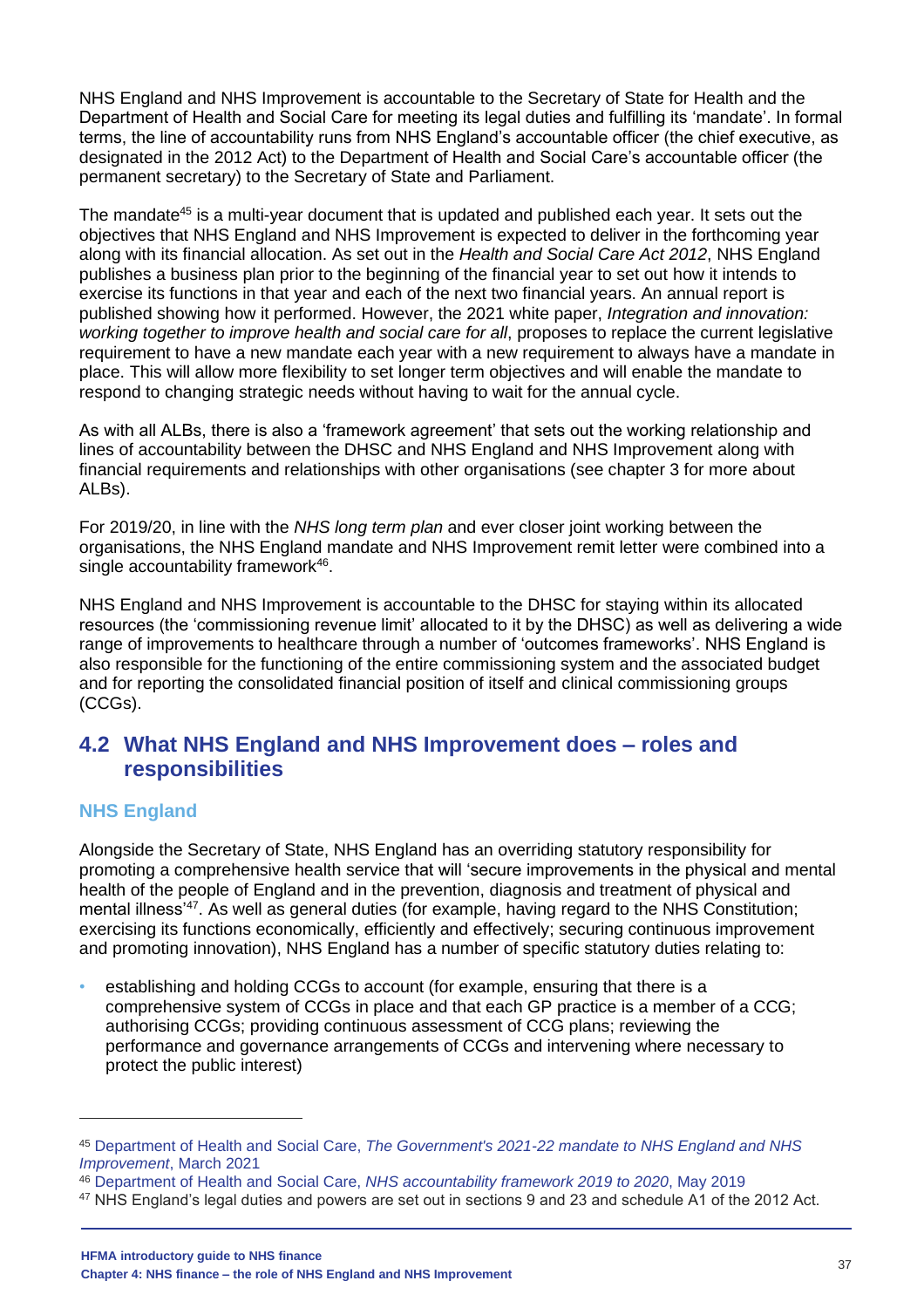NHS England and NHS Improvement is accountable to the Secretary of State for Health and the Department of Health and Social Care for meeting its legal duties and fulfilling its 'mandate'. In formal terms, the line of accountability runs from NHS England's accountable officer (the chief executive, as designated in the 2012 Act) to the Department of Health and Social Care's accountable officer (the permanent secretary) to the Secretary of State and Parliament.

The mandate[45] is a multi-year document that is updated and published each year. It sets out the objectives that NHS England and NHS Improvement is expected to deliver in the forthcoming year along with its financial allocation. As set out in the *Health and Social Care Act 2012*, NHS England publishes a business plan prior to the beginning of the financial year to set out how it intends to exercise its functions in that year and each of the next two financial years. An annual report is published showing how it performed. However, the 2021 white paper, *Integration and innovation: working together to improve health and social care for all*, proposes to replace the current legislative requirement to have a new mandate each year with a new requirement to always have a mandate in place. This will allow more flexibility to set longer term objectives and will enable the mandate to respond to changing strategic needs without having to wait for the annual cycle.

As with all ALBs, there is also a 'framework agreement' that sets out the working relationship and lines of accountability between the DHSC and NHS England and NHS Improvement along with financial requirements and relationships with other organisations (see chapter 3 for more about ALBs).

For 2019/20, in line with the *NHS long term plan* and ever closer joint working between the organisations, the NHS England mandate and NHS Improvement remit letter were combined into a single accountability framework[46].

NHS England and NHS Improvement is accountable to the DHSC for staying within its allocated resources (the 'commissioning revenue limit' allocated to it by the DHSC) as well as delivering a wide range of improvements to healthcare through a number of 'outcomes frameworks'. NHS England is also responsible for the functioning of the entire commissioning system and the associated budget and for reporting the consolidated financial position of itself and clinical commissioning groups (CCGs).

## 4.2 What NHS England and NHS Improvement does – roles and responsibilities

### NHS England

Alongside the Secretary of State, NHS England has an overriding statutory responsibility for promoting a comprehensive health service that will 'secure improvements in the physical and mental health of the people of England and in the prevention, diagnosis and treatment of physical and mental illness'[47]. As well as general duties (for example, having regard to the NHS Constitution; exercising its functions economically, efficiently and effectively; securing continuous improvement and promoting innovation), NHS England has a number of specific statutory duties relating to:

- establishing and holding CCGs to account (for example, ensuring that there is a comprehensive system of CCGs in place and that each GP practice is a member of a CCG; authorising CCGs; providing continuous assessment of CCG plans; reviewing the performance and governance arrangements of CCGs and intervening where necessary to protect the public interest)

---

[45] Department of Health and Social Care, *The Government's 2021-22 mandate to NHS England and NHS Improvement*, March 2021

[46] Department of Health and Social Care, *NHS accountability framework 2019 to 2020*, May 2019

[47] NHS England's legal duties and powers are set out in sections 9 and 23 and schedule A1 of the 2012 Act.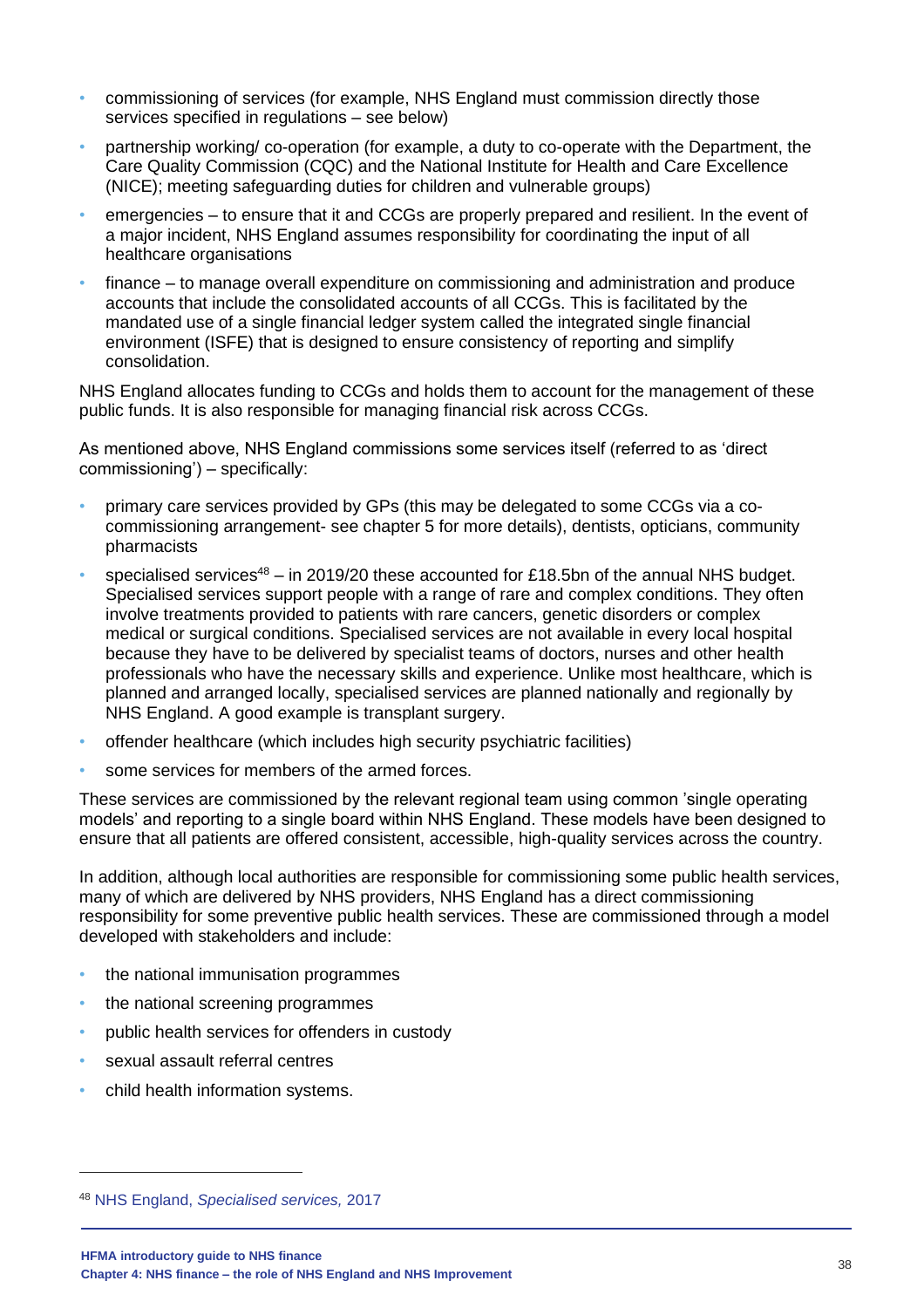- commissioning of services (for example, NHS England must commission directly those services specified in regulations – see below)
- partnership working/ co-operation (for example, a duty to co-operate with the Department, the Care Quality Commission (CQC) and the National Institute for Health and Care Excellence (NICE); meeting safeguarding duties for children and vulnerable groups)
- emergencies – to ensure that it and CCGs are properly prepared and resilient. In the event of a major incident, NHS England assumes responsibility for coordinating the input of all healthcare organisations
- finance – to manage overall expenditure on commissioning and administration and produce accounts that include the consolidated accounts of all CCGs. This is facilitated by the mandated use of a single financial ledger system called the integrated single financial environment (ISFE) that is designed to ensure consistency of reporting and simplify consolidation.

NHS England allocates funding to CCGs and holds them to account for the management of these public funds. It is also responsible for managing financial risk across CCGs.

As mentioned above, NHS England commissions some services itself (referred to as 'direct commissioning') – specifically:

- primary care services provided by GPs (this may be delegated to some CCGs via a co-commissioning arrangement- see chapter 5 for more details), dentists, opticians, community pharmacists
- specialised services[48] – in 2019/20 these accounted for £18.5bn of the annual NHS budget. Specialised services support people with a range of rare and complex conditions. They often involve treatments provided to patients with rare cancers, genetic disorders or complex medical or surgical conditions. Specialised services are not available in every local hospital because they have to be delivered by specialist teams of doctors, nurses and other health professionals who have the necessary skills and experience. Unlike most healthcare, which is planned and arranged locally, specialised services are planned nationally and regionally by NHS England. A good example is transplant surgery.
- offender healthcare (which includes high security psychiatric facilities)
- some services for members of the armed forces.

These services are commissioned by the relevant regional team using common 'single operating models' and reporting to a single board within NHS England. These models have been designed to ensure that all patients are offered consistent, accessible, high-quality services across the country.

In addition, although local authorities are responsible for commissioning some public health services, many of which are delivered by NHS providers, NHS England has a direct commissioning responsibility for some preventive public health services. These are commissioned through a model developed with stakeholders and include:

- the national immunisation programmes
- the national screening programmes
- public health services for offenders in custody
- sexual assault referral centres
- child health information systems.

[48] NHS England, *Specialised services,* 2017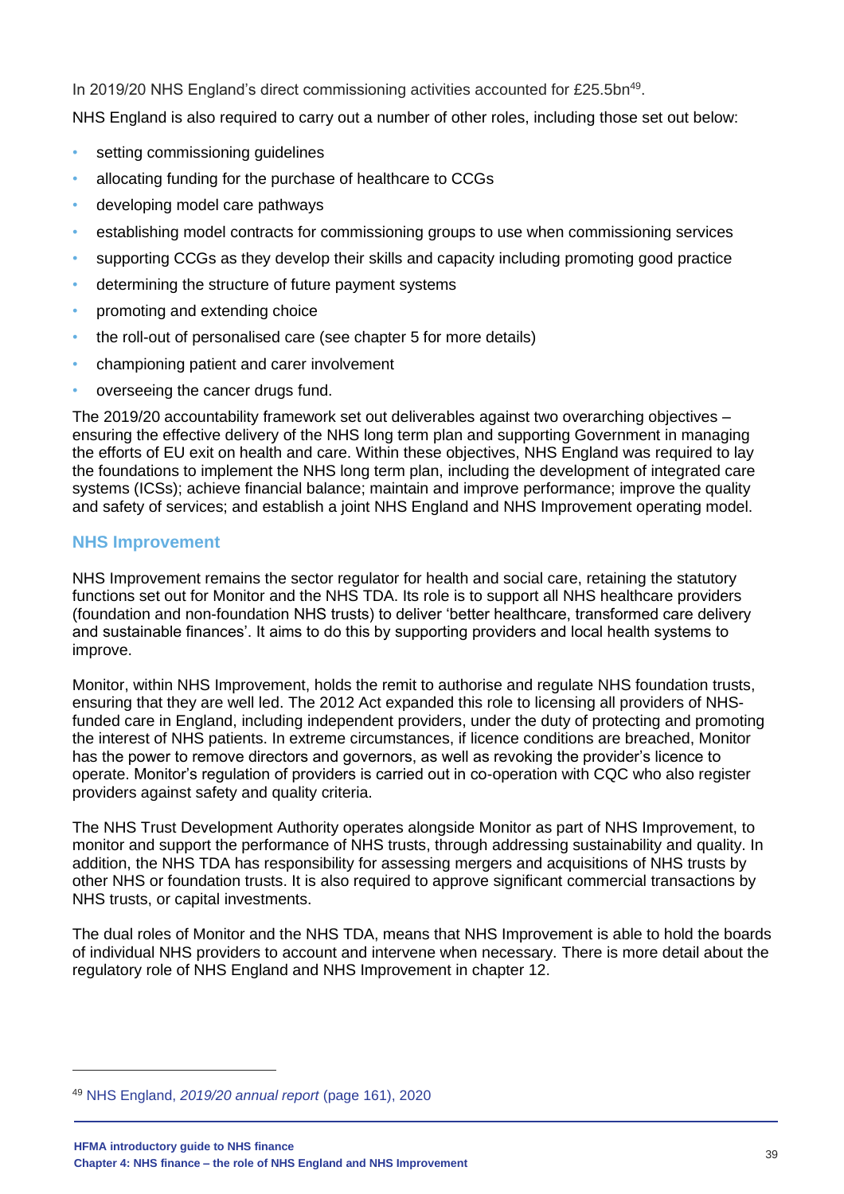In 2019/20 NHS England's direct commissioning activities accounted for £25.5bn[49].

NHS England is also required to carry out a number of other roles, including those set out below:

- setting commissioning guidelines
- allocating funding for the purchase of healthcare to CCGs
- developing model care pathways
- establishing model contracts for commissioning groups to use when commissioning services
- supporting CCGs as they develop their skills and capacity including promoting good practice
- determining the structure of future payment systems
- promoting and extending choice
- the roll-out of personalised care (see chapter 5 for more details)
- championing patient and carer involvement
- overseeing the cancer drugs fund.

The 2019/20 accountability framework set out deliverables against two overarching objectives – ensuring the effective delivery of the NHS long term plan and supporting Government in managing the efforts of EU exit on health and care. Within these objectives, NHS England was required to lay the foundations to implement the NHS long term plan, including the development of integrated care systems (ICSs); achieve financial balance; maintain and improve performance; improve the quality and safety of services; and establish a joint NHS England and NHS Improvement operating model.

### NHS Improvement

NHS Improvement remains the sector regulator for health and social care, retaining the statutory functions set out for Monitor and the NHS TDA. Its role is to support all NHS healthcare providers (foundation and non-foundation NHS trusts) to deliver 'better healthcare, transformed care delivery and sustainable finances'. It aims to do this by supporting providers and local health systems to improve.

Monitor, within NHS Improvement, holds the remit to authorise and regulate NHS foundation trusts, ensuring that they are well led. The 2012 Act expanded this role to licensing all providers of NHS-funded care in England, including independent providers, under the duty of protecting and promoting the interest of NHS patients. In extreme circumstances, if licence conditions are breached, Monitor has the power to remove directors and governors, as well as revoking the provider's licence to operate. Monitor's regulation of providers is carried out in co-operation with CQC who also register providers against safety and quality criteria.

The NHS Trust Development Authority operates alongside Monitor as part of NHS Improvement, to monitor and support the performance of NHS trusts, through addressing sustainability and quality. In addition, the NHS TDA has responsibility for assessing mergers and acquisitions of NHS trusts by other NHS or foundation trusts. It is also required to approve significant commercial transactions by NHS trusts, or capital investments.

The dual roles of Monitor and the NHS TDA, means that NHS Improvement is able to hold the boards of individual NHS providers to account and intervene when necessary. There is more detail about the regulatory role of NHS England and NHS Improvement in chapter 12.

---

[49] NHS England, *2019/20 annual report* (page 161), 2020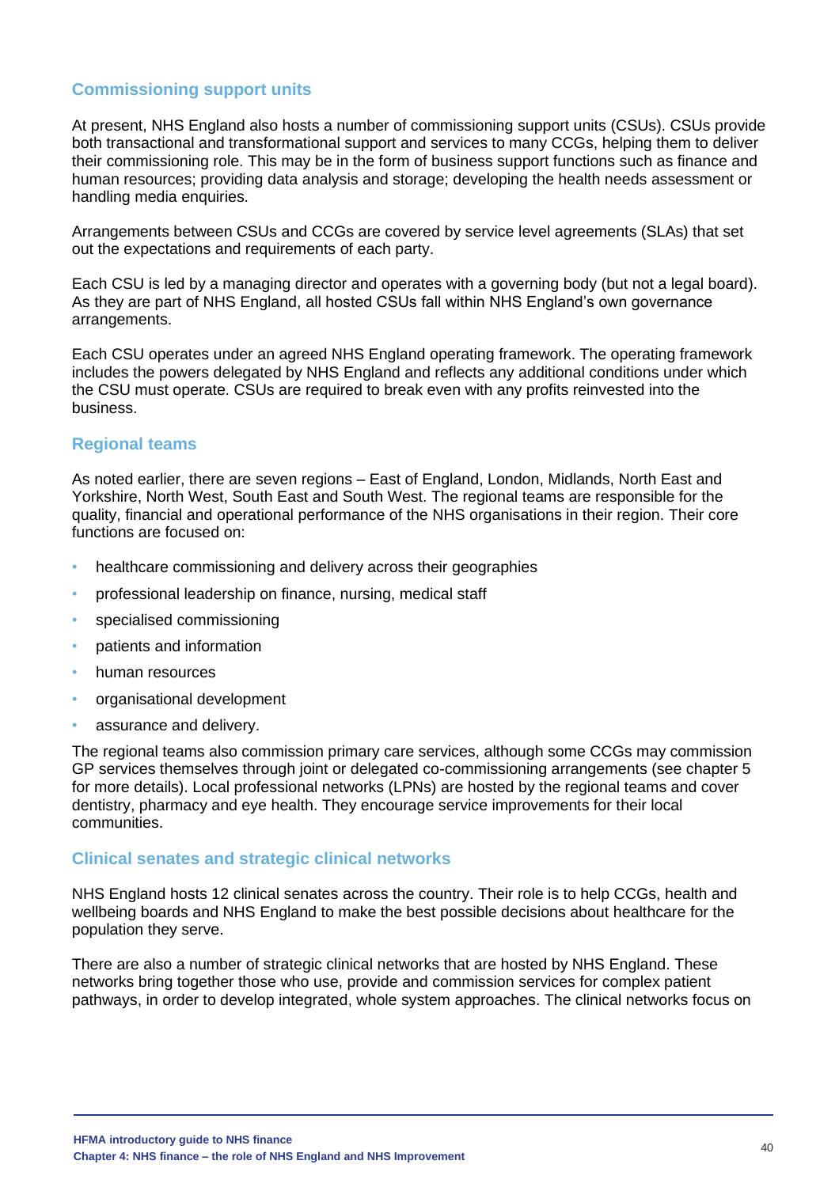### Commissioning support units

At present, NHS England also hosts a number of commissioning support units (CSUs). CSUs provide both transactional and transformational support and services to many CCGs, helping them to deliver their commissioning role. This may be in the form of business support functions such as finance and human resources; providing data analysis and storage; developing the health needs assessment or handling media enquiries.

Arrangements between CSUs and CCGs are covered by service level agreements (SLAs) that set out the expectations and requirements of each party.

Each CSU is led by a managing director and operates with a governing body (but not a legal board). As they are part of NHS England, all hosted CSUs fall within NHS England's own governance arrangements.

Each CSU operates under an agreed NHS England operating framework. The operating framework includes the powers delegated by NHS England and reflects any additional conditions under which the CSU must operate. CSUs are required to break even with any profits reinvested into the business.

### Regional teams

As noted earlier, there are seven regions – East of England, London, Midlands, North East and Yorkshire, North West, South East and South West. The regional teams are responsible for the quality, financial and operational performance of the NHS organisations in their region. Their core functions are focused on:

- healthcare commissioning and delivery across their geographies
- professional leadership on finance, nursing, medical staff
- specialised commissioning
- patients and information
- human resources
- organisational development
- assurance and delivery.

The regional teams also commission primary care services, although some CCGs may commission GP services themselves through joint or delegated co-commissioning arrangements (see chapter 5 for more details). Local professional networks (LPNs) are hosted by the regional teams and cover dentistry, pharmacy and eye health. They encourage service improvements for their local communities.

### Clinical senates and strategic clinical networks

NHS England hosts 12 clinical senates across the country. Their role is to help CCGs, health and wellbeing boards and NHS England to make the best possible decisions about healthcare for the population they serve.

There are also a number of strategic clinical networks that are hosted by NHS England. These networks bring together those who use, provide and commission services for complex patient pathways, in order to develop integrated, whole system approaches. The clinical networks focus on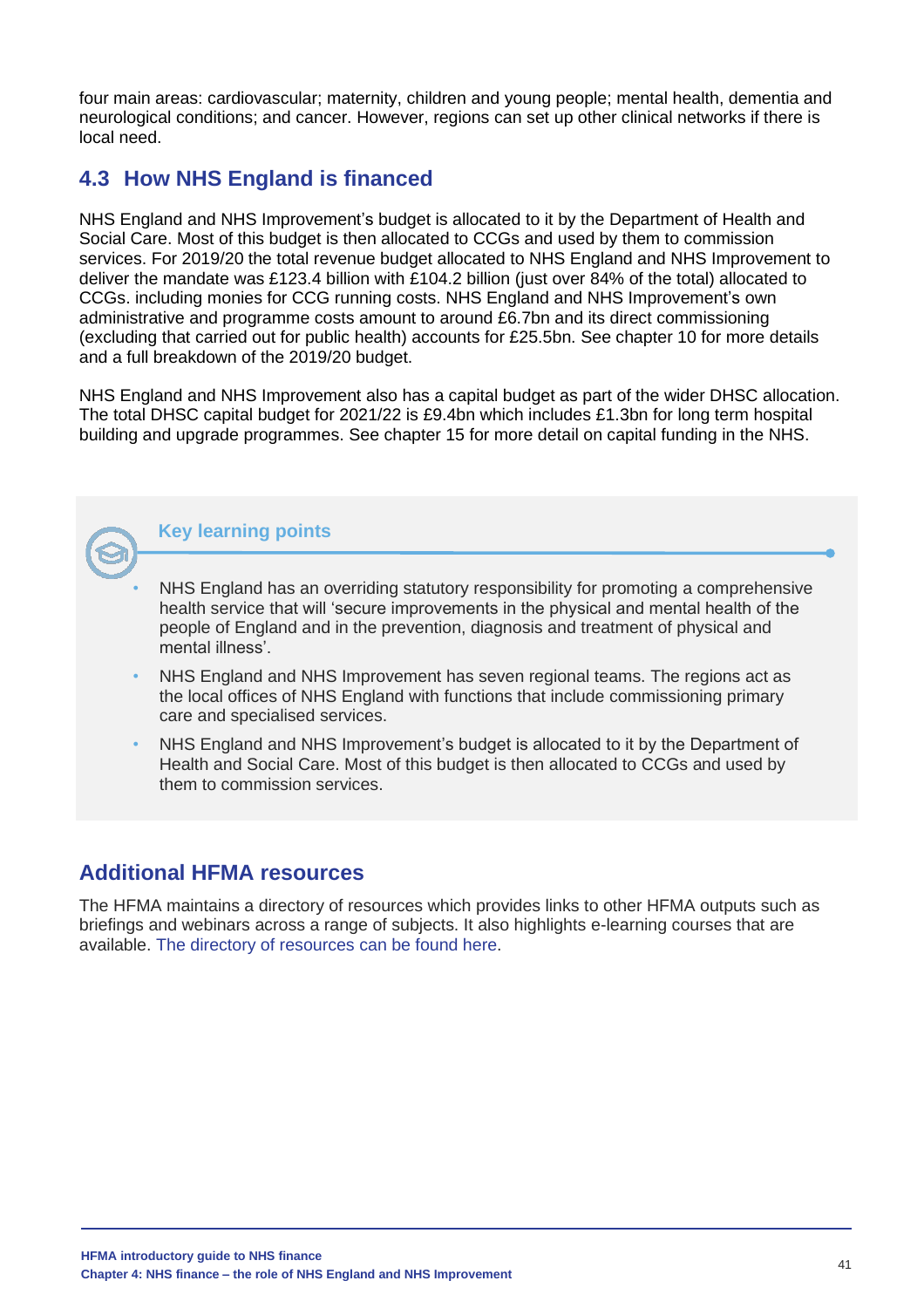four main areas: cardiovascular; maternity, children and young people; mental health, dementia and neurological conditions; and cancer. However, regions can set up other clinical networks if there is local need.

## 4.3 How NHS England is financed

NHS England and NHS Improvement's budget is allocated to it by the Department of Health and Social Care. Most of this budget is then allocated to CCGs and used by them to commission services. For 2019/20 the total revenue budget allocated to NHS England and NHS Improvement to deliver the mandate was £123.4 billion with £104.2 billion (just over 84% of the total) allocated to CCGs. including monies for CCG running costs. NHS England and NHS Improvement's own administrative and programme costs amount to around £6.7bn and its direct commissioning (excluding that carried out for public health) accounts for £25.5bn. See chapter 10 for more details and a full breakdown of the 2019/20 budget.

NHS England and NHS Improvement also has a capital budget as part of the wider DHSC allocation. The total DHSC capital budget for 2021/22 is £9.4bn which includes £1.3bn for long term hospital building and upgrade programmes. See chapter 15 for more detail on capital funding in the NHS.

### Key learning points

- NHS England has an overriding statutory responsibility for promoting a comprehensive health service that will 'secure improvements in the physical and mental health of the people of England and in the prevention, diagnosis and treatment of physical and mental illness'.
- NHS England and NHS Improvement has seven regional teams. The regions act as the local offices of NHS England with functions that include commissioning primary care and specialised services.
- NHS England and NHS Improvement's budget is allocated to it by the Department of Health and Social Care. Most of this budget is then allocated to CCGs and used by them to commission services.

## Additional HFMA resources

The HFMA maintains a directory of resources which provides links to other HFMA outputs such as briefings and webinars across a range of subjects. It also highlights e-learning courses that are available. The directory of resources can be found here.